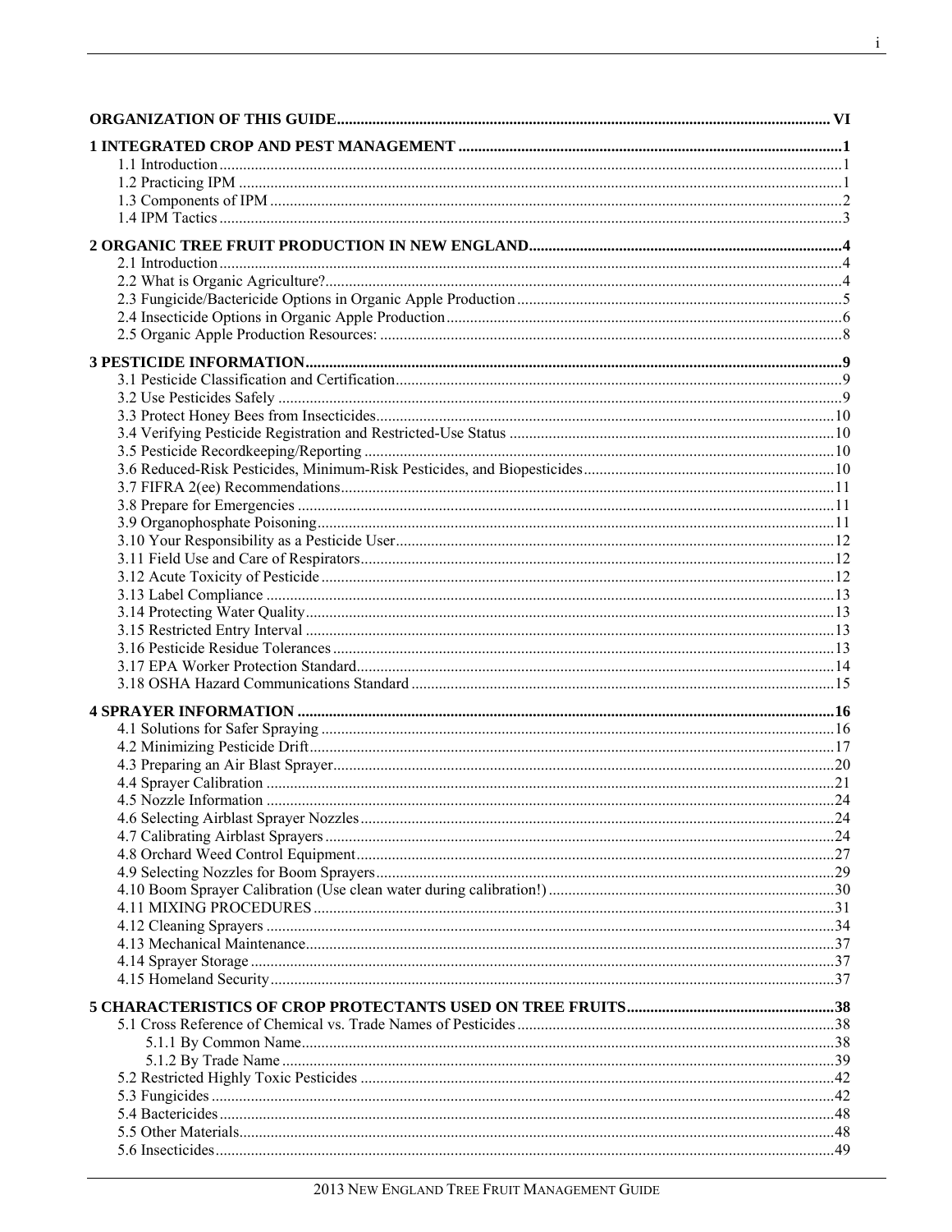**ORGANIZATION OF THIS GUIDE ........ VI**

**1 INTEGRATED CROP AND PEST MANAGEMENT ........ 1**

- 1.1 Introduction ........ 1
- 1.2 Practicing IPM ........ 1
- 1.3 Components of IPM ........ 2
- 1.4 IPM Tactics ........ 3

**2 ORGANIC TREE FRUIT PRODUCTION IN NEW ENGLAND ........ 4**

- 2.1 Introduction ........ 4
- 2.2 What is Organic Agriculture? ........ 4
- 2.3 Fungicide/Bactericide Options in Organic Apple Production ........ 5
- 2.4 Insecticide Options in Organic Apple Production ........ 6
- 2.5 Organic Apple Production Resources: ........ 8

**3 PESTICIDE INFORMATION ........ 9**

- 3.1 Pesticide Classification and Certification ........ 9
- 3.2 Use Pesticides Safely ........ 9
- 3.3 Protect Honey Bees from Insecticides ........ 10
- 3.4 Verifying Pesticide Registration and Restricted-Use Status ........ 10
- 3.5 Pesticide Recordkeeping/Reporting ........ 10
- 3.6 Reduced-Risk Pesticides, Minimum-Risk Pesticides, and Biopesticides ........ 10
- 3.7 FIFRA 2(ee) Recommendations ........ 11
- 3.8 Prepare for Emergencies ........ 11
- 3.9 Organophosphate Poisoning ........ 11
- 3.10 Your Responsibility as a Pesticide User ........ 12
- 3.11 Field Use and Care of Respirators ........ 12
- 3.12 Acute Toxicity of Pesticide ........ 12
- 3.13 Label Compliance ........ 13
- 3.14 Protecting Water Quality ........ 13
- 3.15 Restricted Entry Interval ........ 13
- 3.16 Pesticide Residue Tolerances ........ 13
- 3.17 EPA Worker Protection Standard ........ 14
- 3.18 OSHA Hazard Communications Standard ........ 15

**4 SPRAYER INFORMATION ........ 16**

- 4.1 Solutions for Safer Spraying ........ 16
- 4.2 Minimizing Pesticide Drift ........ 17
- 4.3 Preparing an Air Blast Sprayer ........ 20
- 4.4 Sprayer Calibration ........ 21
- 4.5 Nozzle Information ........ 24
- 4.6 Selecting Airblast Sprayer Nozzles ........ 24
- 4.7 Calibrating Airblast Sprayers ........ 24
- 4.8 Orchard Weed Control Equipment ........ 27
- 4.9 Selecting Nozzles for Boom Sprayers ........ 29
- 4.10 Boom Sprayer Calibration (Use clean water during calibration!) ........ 30
- 4.11 MIXING PROCEDURES ........ 31
- 4.12 Cleaning Sprayers ........ 34
- 4.13 Mechanical Maintenance ........ 37
- 4.14 Sprayer Storage ........ 37
- 4.15 Homeland Security ........ 37

**5 CHARACTERISTICS OF CROP PROTECTANTS USED ON TREE FRUITS ........ 38**

- 5.1 Cross Reference of Chemical vs. Trade Names of Pesticides ........ 38
  - 5.1.1 By Common Name ........ 38
  - 5.1.2 By Trade Name ........ 39
- 5.2 Restricted Highly Toxic Pesticides ........ 42
- 5.3 Fungicides ........ 42
- 5.4 Bactericides ........ 48
- 5.5 Other Materials ........ 48
- 5.6 Insecticides ........ 49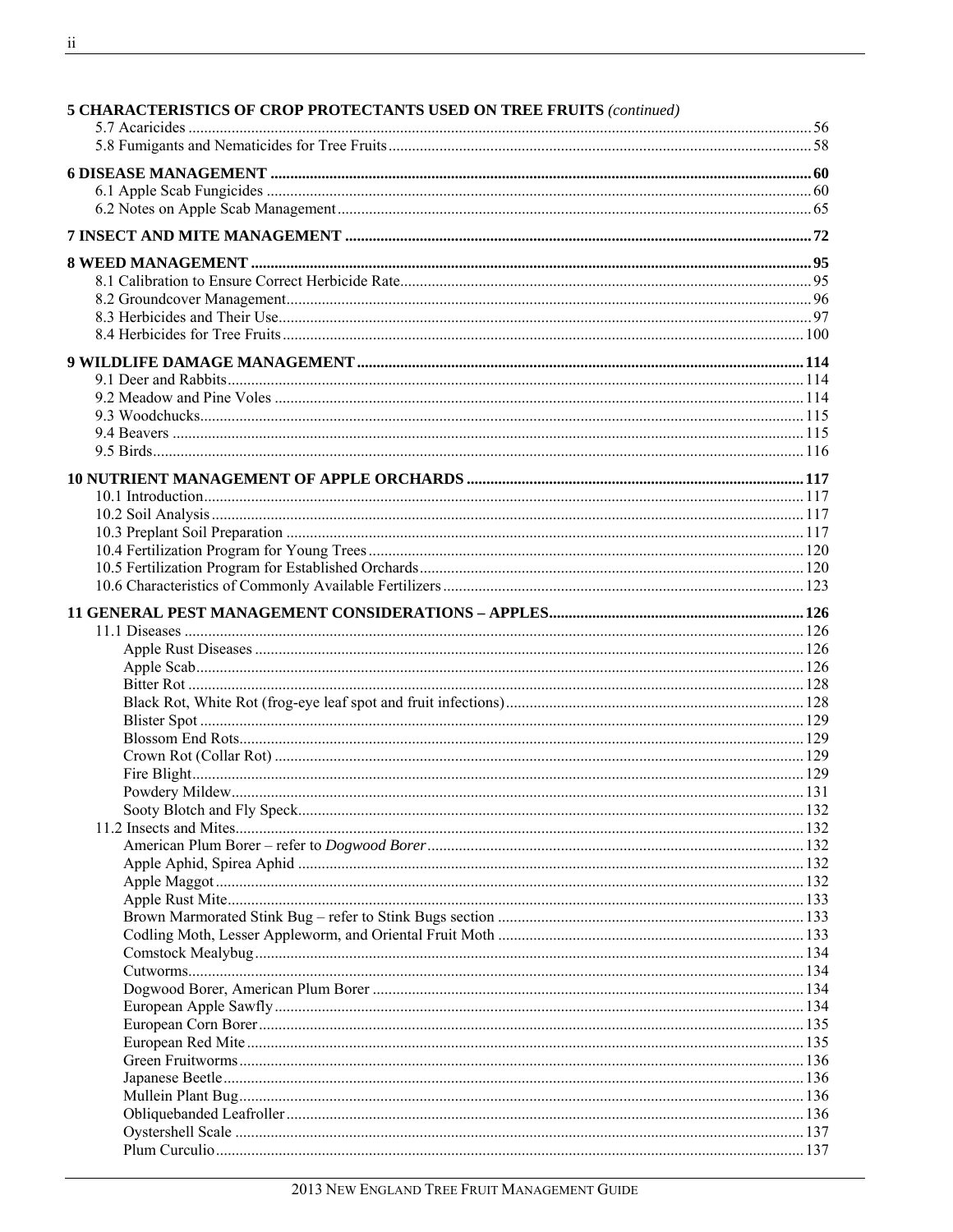**5 CHARACTERISTICS OF CROP PROTECTANTS USED ON TREE FRUITS** *(continued)*

- 5.7 Acaricides ... 56
- 5.8 Fumigants and Nematicides for Tree Fruits ... 58

**6 DISEASE MANAGEMENT ... 60**

- 6.1 Apple Scab Fungicides ... 60
- 6.2 Notes on Apple Scab Management ... 65

**7 INSECT AND MITE MANAGEMENT ... 72**

**8 WEED MANAGEMENT ... 95**

- 8.1 Calibration to Ensure Correct Herbicide Rate ... 95
- 8.2 Groundcover Management ... 96
- 8.3 Herbicides and Their Use ... 97
- 8.4 Herbicides for Tree Fruits ... 100

**9 WILDLIFE DAMAGE MANAGEMENT ... 114**

- 9.1 Deer and Rabbits ... 114
- 9.2 Meadow and Pine Voles ... 114
- 9.3 Woodchucks ... 115
- 9.4 Beavers ... 115
- 9.5 Birds ... 116

**10 NUTRIENT MANAGEMENT OF APPLE ORCHARDS ... 117**

- 10.1 Introduction ... 117
- 10.2 Soil Analysis ... 117
- 10.3 Preplant Soil Preparation ... 117
- 10.4 Fertilization Program for Young Trees ... 120
- 10.5 Fertilization Program for Established Orchards ... 120
- 10.6 Characteristics of Commonly Available Fertilizers ... 123

**11 GENERAL PEST MANAGEMENT CONSIDERATIONS – APPLES ... 126**

- 11.1 Diseases ... 126
  - Apple Rust Diseases ... 126
  - Apple Scab ... 126
  - Bitter Rot ... 128
  - Black Rot, White Rot (frog-eye leaf spot and fruit infections) ... 128
  - Blister Spot ... 129
  - Blossom End Rots ... 129
  - Crown Rot (Collar Rot) ... 129
  - Fire Blight ... 129
  - Powdery Mildew ... 131
  - Sooty Blotch and Fly Speck ... 132
- 11.2 Insects and Mites ... 132
  - American Plum Borer – refer to *Dogwood Borer* ... 132
  - Apple Aphid, Spirea Aphid ... 132
  - Apple Maggot ... 132
  - Apple Rust Mite ... 133
  - Brown Marmorated Stink Bug – refer to Stink Bugs section ... 133
  - Codling Moth, Lesser Appleworm, and Oriental Fruit Moth ... 133
  - Comstock Mealybug ... 134
  - Cutworms ... 134
  - Dogwood Borer, American Plum Borer ... 134
  - European Apple Sawfly ... 134
  - European Corn Borer ... 135
  - European Red Mite ... 135
  - Green Fruitworms ... 136
  - Japanese Beetle ... 136
  - Mullein Plant Bug ... 136
  - Obliquebanded Leafroller ... 136
  - Oystershell Scale ... 137
  - Plum Curculio ... 137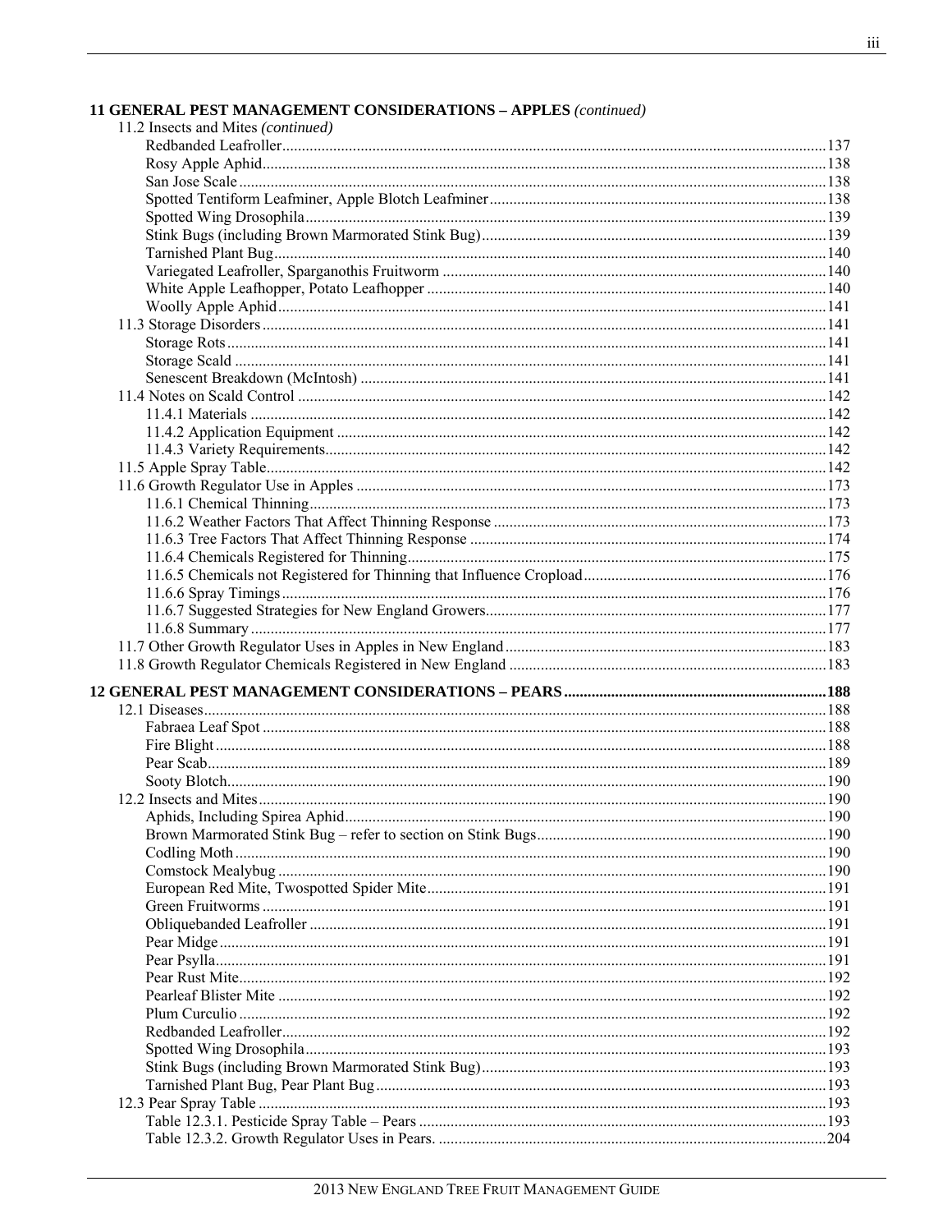**11 GENERAL PEST MANAGEMENT CONSIDERATIONS – APPLES** *(continued)*

11.2 Insects and Mites *(continued)*

- Redbanded Leafroller ........ 137
- Rosy Apple Aphid ........ 138
- San Jose Scale ........ 138
- Spotted Tentiform Leafminer, Apple Blotch Leafminer ........ 138
- Spotted Wing Drosophila ........ 139
- Stink Bugs (including Brown Marmorated Stink Bug) ........ 139
- Tarnished Plant Bug ........ 140
- Variegated Leafroller, Sparganothis Fruitworm ........ 140
- White Apple Leafhopper, Potato Leafhopper ........ 140
- Woolly Apple Aphid ........ 141

11.3 Storage Disorders ........ 141

- Storage Rots ........ 141
- Storage Scald ........ 141
- Senescent Breakdown (McIntosh) ........ 141

11.4 Notes on Scald Control ........ 142

- 11.4.1 Materials ........ 142
- 11.4.2 Application Equipment ........ 142
- 11.4.3 Variety Requirements ........ 142

11.5 Apple Spray Table ........ 142

11.6 Growth Regulator Use in Apples ........ 173

- 11.6.1 Chemical Thinning ........ 173
- 11.6.2 Weather Factors That Affect Thinning Response ........ 173
- 11.6.3 Tree Factors That Affect Thinning Response ........ 174
- 11.6.4 Chemicals Registered for Thinning ........ 175
- 11.6.5 Chemicals not Registered for Thinning that Influence Cropload ........ 176
- 11.6.6 Spray Timings ........ 176
- 11.6.7 Suggested Strategies for New England Growers ........ 177
- 11.6.8 Summary ........ 177

11.7 Other Growth Regulator Uses in Apples in New England ........ 183

11.8 Growth Regulator Chemicals Registered in New England ........ 183

**12 GENERAL PEST MANAGEMENT CONSIDERATIONS – PEARS ........ 188**

12.1 Diseases ........ 188

- Fabraea Leaf Spot ........ 188
- Fire Blight ........ 188
- Pear Scab ........ 189
- Sooty Blotch ........ 190

12.2 Insects and Mites ........ 190

- Aphids, Including Spirea Aphid ........ 190
- Brown Marmorated Stink Bug – refer to section on Stink Bugs ........ 190
- Codling Moth ........ 190
- Comstock Mealybug ........ 190
- European Red Mite, Twospotted Spider Mite ........ 191
- Green Fruitworms ........ 191
- Obliquebanded Leafroller ........ 191
- Pear Midge ........ 191
- Pear Psylla ........ 191
- Pear Rust Mite ........ 192
- Pearleaf Blister Mite ........ 192
- Plum Curculio ........ 192
- Redbanded Leafroller ........ 192
- Spotted Wing Drosophila ........ 193
- Stink Bugs (including Brown Marmorated Stink Bug) ........ 193
- Tarnished Plant Bug, Pear Plant Bug ........ 193

12.3 Pear Spray Table ........ 193

- Table 12.3.1. Pesticide Spray Table – Pears ........ 193
- Table 12.3.2. Growth Regulator Uses in Pears. ........ 204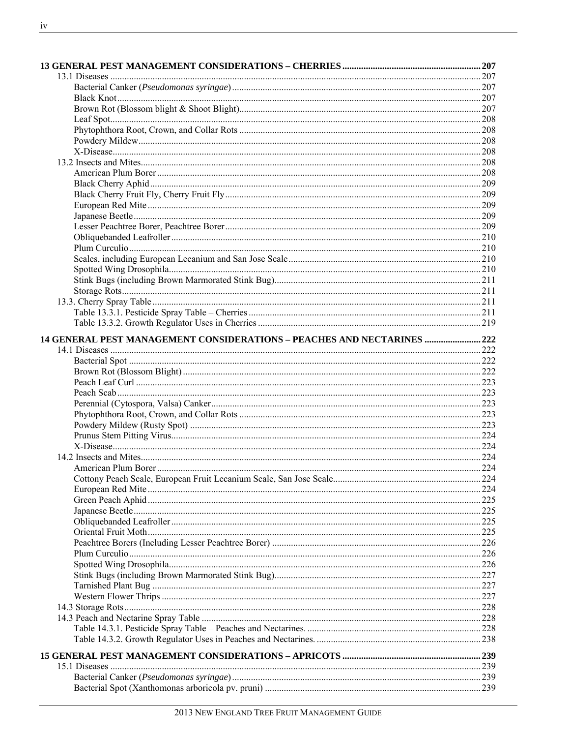**13 GENERAL PEST MANAGEMENT CONSIDERATIONS – CHERRIES** ..... **207**

- 13.1 Diseases ..... 207
  - Bacterial Canker (*Pseudomonas syringae*) ..... 207
  - Black Knot ..... 207
  - Brown Rot (Blossom blight & Shoot Blight) ..... 207
  - Leaf Spot ..... 208
  - Phytophthora Root, Crown, and Collar Rots ..... 208
  - Powdery Mildew ..... 208
  - X-Disease ..... 208
- 13.2 Insects and Mites ..... 208
  - American Plum Borer ..... 208
  - Black Cherry Aphid ..... 209
  - Black Cherry Fruit Fly, Cherry Fruit Fly ..... 209
  - European Red Mite ..... 209
  - Japanese Beetle ..... 209
  - Lesser Peachtree Borer, Peachtree Borer ..... 209
  - Obliquebanded Leafroller ..... 210
  - Plum Curculio ..... 210
  - Scales, including European Lecanium and San Jose Scale ..... 210
  - Spotted Wing Drosophila ..... 210
  - Stink Bugs (including Brown Marmorated Stink Bug) ..... 211
  - Storage Rots ..... 211
- 13.3. Cherry Spray Table ..... 211
  - Table 13.3.1. Pesticide Spray Table – Cherries ..... 211
  - Table 13.3.2. Growth Regulator Uses in Cherries ..... 219

**14 GENERAL PEST MANAGEMENT CONSIDERATIONS – PEACHES AND NECTARINES** ..... **222**

- 14.1 Diseases ..... 222
  - Bacterial Spot ..... 222
  - Brown Rot (Blossom Blight) ..... 222
  - Peach Leaf Curl ..... 223
  - Peach Scab ..... 223
  - Perennial (Cytospora, Valsa) Canker ..... 223
  - Phytophthora Root, Crown, and Collar Rots ..... 223
  - Powdery Mildew (Rusty Spot) ..... 223
  - Prunus Stem Pitting Virus ..... 224
  - X-Disease ..... 224
- 14.2 Insects and Mites ..... 224
  - American Plum Borer ..... 224
  - Cottony Peach Scale, European Fruit Lecanium Scale, San Jose Scale ..... 224
  - European Red Mite ..... 224
  - Green Peach Aphid ..... 225
  - Japanese Beetle ..... 225
  - Obliquebanded Leafroller ..... 225
  - Oriental Fruit Moth ..... 225
  - Peachtree Borers (Including Lesser Peachtree Borer) ..... 226
  - Plum Curculio ..... 226
  - Spotted Wing Drosophila ..... 226
  - Stink Bugs (including Brown Marmorated Stink Bug) ..... 227
  - Tarnished Plant Bug ..... 227
  - Western Flower Thrips ..... 227
- 14.3 Storage Rots ..... 228
- 14.3 Peach and Nectarine Spray Table ..... 228
  - Table 14.3.1. Pesticide Spray Table – Peaches and Nectarines. ..... 228
  - Table 14.3.2. Growth Regulator Uses in Peaches and Nectarines. ..... 238

**15 GENERAL PEST MANAGEMENT CONSIDERATIONS – APRICOTS** ..... **239**

- 15.1 Diseases ..... 239
  - Bacterial Canker (*Pseudomonas syringae*) ..... 239
  - Bacterial Spot (Xanthomonas arboricola pv. pruni) ..... 239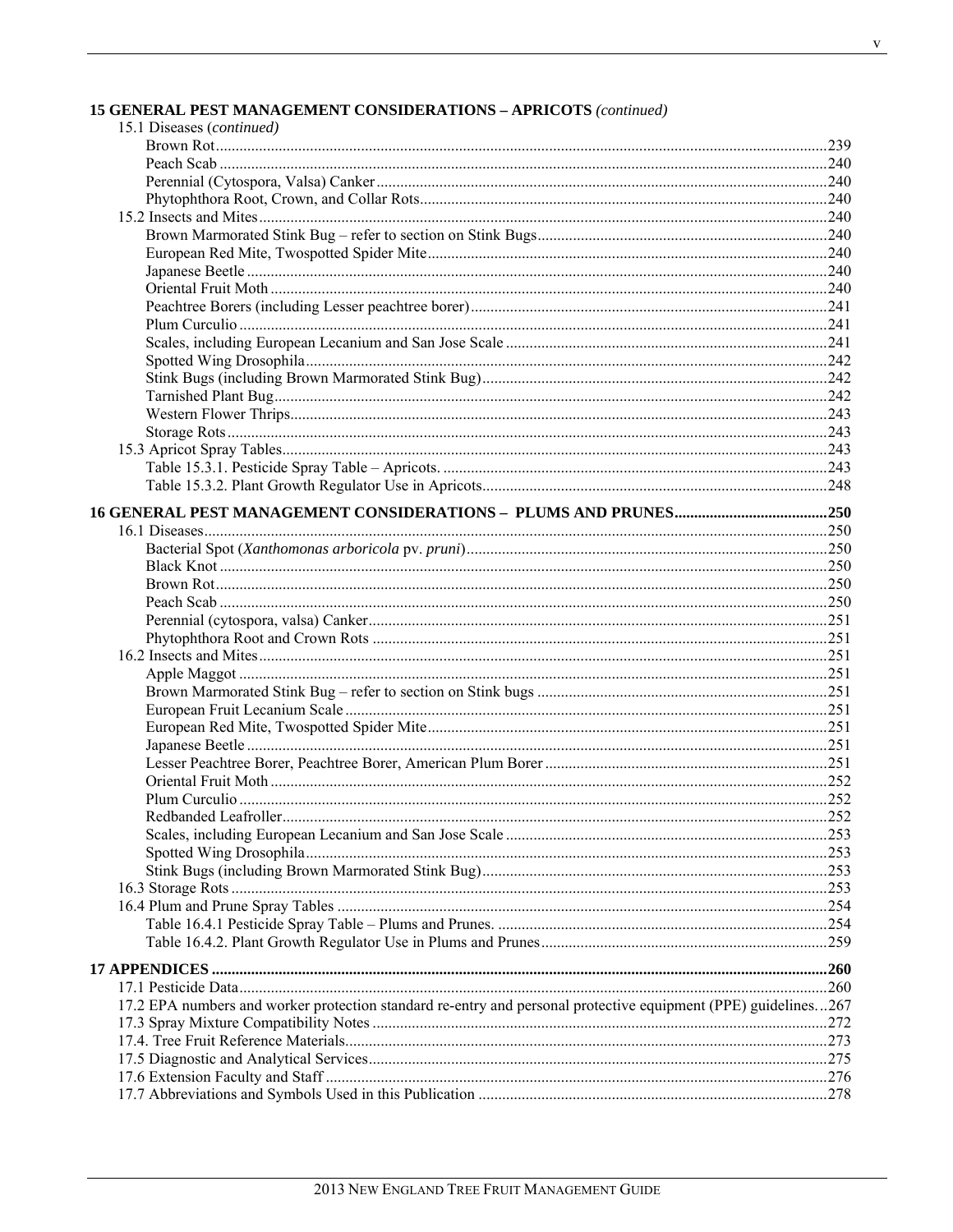**15 GENERAL PEST MANAGEMENT CONSIDERATIONS – APRICOTS** *(continued)*

15.1 Diseases *(continued)*

- Brown Rot ... 239
- Peach Scab ... 240
- Perennial (Cytospora, Valsa) Canker ... 240
- Phytophthora Root, Crown, and Collar Rots ... 240

15.2 Insects and Mites ... 240

- Brown Marmorated Stink Bug – refer to section on Stink Bugs ... 240
- European Red Mite, Twospotted Spider Mite ... 240
- Japanese Beetle ... 240
- Oriental Fruit Moth ... 240
- Peachtree Borers (including Lesser peachtree borer) ... 241
- Plum Curculio ... 241
- Scales, including European Lecanium and San Jose Scale ... 241
- Spotted Wing Drosophila ... 242
- Stink Bugs (including Brown Marmorated Stink Bug) ... 242
- Tarnished Plant Bug ... 242
- Western Flower Thrips ... 243
- Storage Rots ... 243

15.3 Apricot Spray Tables ... 243

- Table 15.3.1. Pesticide Spray Table – Apricots. ... 243
- Table 15.3.2. Plant Growth Regulator Use in Apricots ... 248

**16 GENERAL PEST MANAGEMENT CONSIDERATIONS – PLUMS AND PRUNES ... 250**

16.1 Diseases ... 250

- Bacterial Spot (*Xanthomonas arboricola* pv. *pruni*) ... 250
- Black Knot ... 250
- Brown Rot ... 250
- Peach Scab ... 250
- Perennial (cytospora, valsa) Canker ... 251
- Phytophthora Root and Crown Rots ... 251

16.2 Insects and Mites ... 251

- Apple Maggot ... 251
- Brown Marmorated Stink Bug – refer to section on Stink bugs ... 251
- European Fruit Lecanium Scale ... 251
- European Red Mite, Twospotted Spider Mite ... 251
- Japanese Beetle ... 251
- Lesser Peachtree Borer, Peachtree Borer, American Plum Borer ... 251
- Oriental Fruit Moth ... 252
- Plum Curculio ... 252
- Redbanded Leafroller ... 252
- Scales, including European Lecanium and San Jose Scale ... 253
- Spotted Wing Drosophila ... 253
- Stink Bugs (including Brown Marmorated Stink Bug) ... 253

16.3 Storage Rots ... 253

16.4 Plum and Prune Spray Tables ... 254

- Table 16.4.1 Pesticide Spray Table – Plums and Prunes. ... 254
- Table 16.4.2. Plant Growth Regulator Use in Plums and Prunes ... 259

**17 APPENDICES ... 260**

- 17.1 Pesticide Data ... 260
- 17.2 EPA numbers and worker protection standard re-entry and personal protective equipment (PPE) guidelines ... 267
- 17.3 Spray Mixture Compatibility Notes ... 272
- 17.4. Tree Fruit Reference Materials ... 273
- 17.5 Diagnostic and Analytical Services ... 275
- 17.6 Extension Faculty and Staff ... 276
- 17.7 Abbreviations and Symbols Used in this Publication ... 278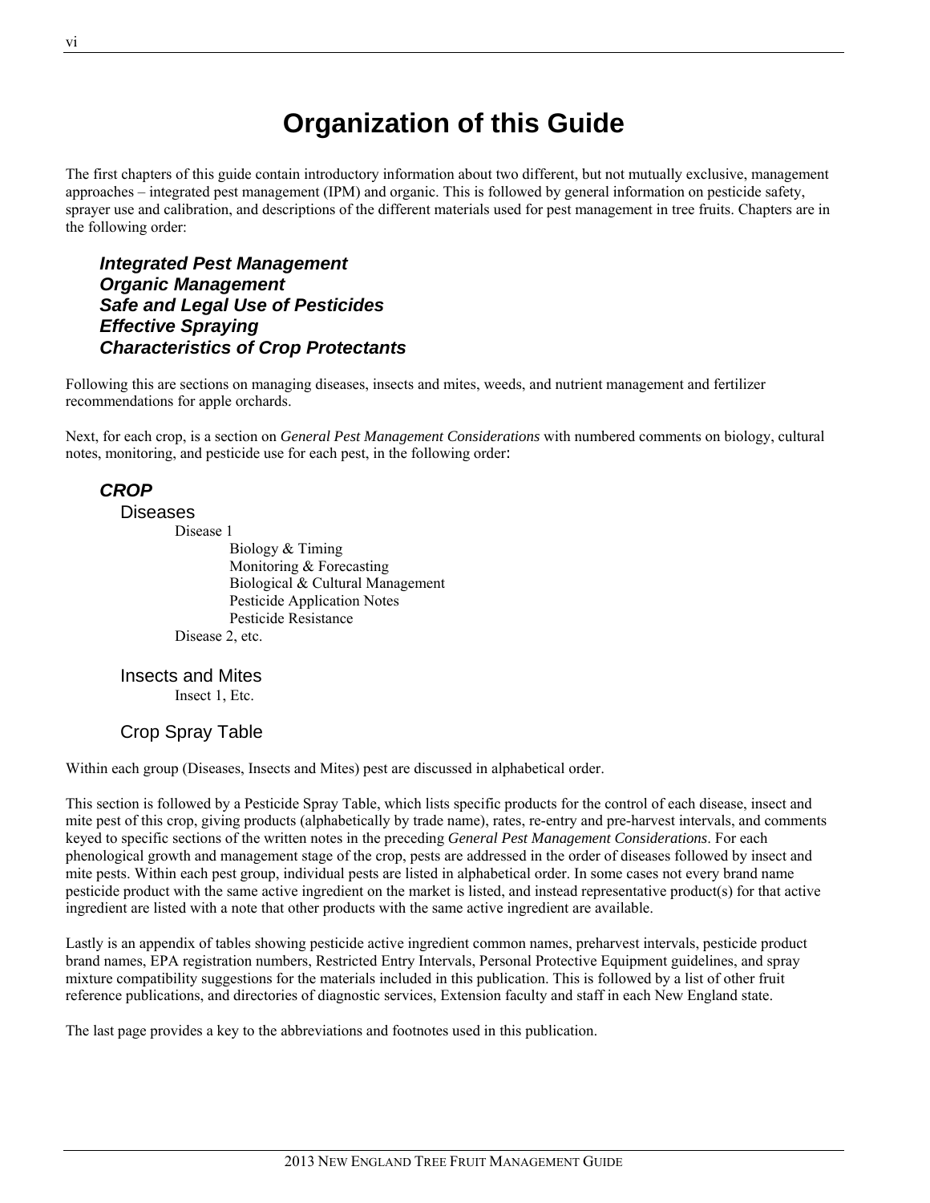# Organization of this Guide

The first chapters of this guide contain introductory information about two different, but not mutually exclusive, management approaches – integrated pest management (IPM) and organic. This is followed by general information on pesticide safety, sprayer use and calibration, and descriptions of the different materials used for pest management in tree fruits. Chapters are in the following order:

> ***Integrated Pest Management***
> ***Organic Management***
> ***Safe and Legal Use of Pesticides***
> ***Effective Spraying***
> ***Characteristics of Crop Protectants***

Following this are sections on managing diseases, insects and mites, weeds, and nutrient management and fertilizer recommendations for apple orchards.

Next, for each crop, is a section on *General Pest Management Considerations* with numbered comments on biology, cultural notes, monitoring, and pesticide use for each pest, in the following order:

***CROP***

- Diseases
  - Disease 1
    - Biology & Timing
    - Monitoring & Forecasting
    - Biological & Cultural Management
    - Pesticide Application Notes
    - Pesticide Resistance
  - Disease 2, etc.
- Insects and Mites
  - Insect 1, Etc.
- Crop Spray Table

Within each group (Diseases, Insects and Mites) pest are discussed in alphabetical order.

This section is followed by a Pesticide Spray Table, which lists specific products for the control of each disease, insect and mite pest of this crop, giving products (alphabetically by trade name), rates, re-entry and pre-harvest intervals, and comments keyed to specific sections of the written notes in the preceding *General Pest Management Considerations*. For each phenological growth and management stage of the crop, pests are addressed in the order of diseases followed by insect and mite pests. Within each pest group, individual pests are listed in alphabetical order. In some cases not every brand name pesticide product with the same active ingredient on the market is listed, and instead representative product(s) for that active ingredient are listed with a note that other products with the same active ingredient are available.

Lastly is an appendix of tables showing pesticide active ingredient common names, preharvest intervals, pesticide product brand names, EPA registration numbers, Restricted Entry Intervals, Personal Protective Equipment guidelines, and spray mixture compatibility suggestions for the materials included in this publication. This is followed by a list of other fruit reference publications, and directories of diagnostic services, Extension faculty and staff in each New England state.

The last page provides a key to the abbreviations and footnotes used in this publication.